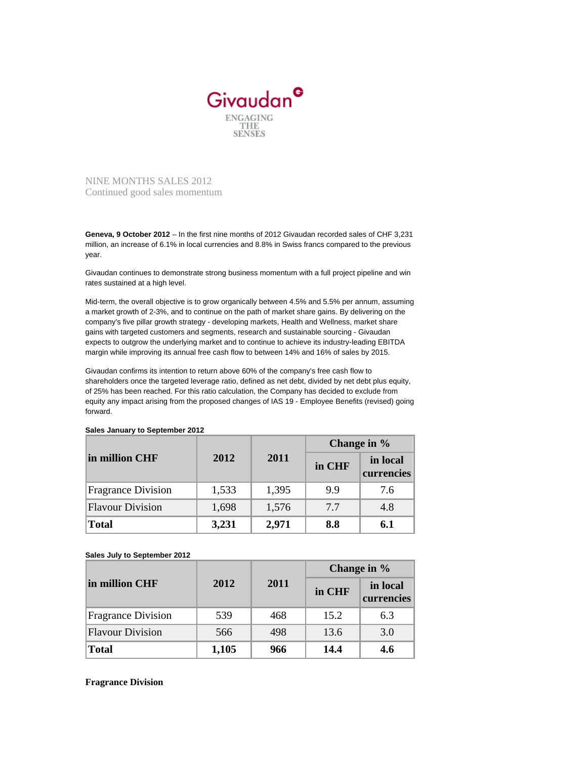Givaudan

ENGAGING THE SENSES

# NINE MONTHS SALES 2012
## Continued good sales momentum

**Geneva, 9 October 2012** – In the first nine months of 2012 Givaudan recorded sales of CHF 3,231 million, an increase of 6.1% in local currencies and 8.8% in Swiss francs compared to the previous year.

Givaudan continues to demonstrate strong business momentum with a full project pipeline and win rates sustained at a high level.

Mid-term, the overall objective is to grow organically between 4.5% and 5.5% per annum, assuming a market growth of 2-3%, and to continue on the path of market share gains. By delivering on the company's five pillar growth strategy - developing markets, Health and Wellness, market share gains with targeted customers and segments, research and sustainable sourcing - Givaudan expects to outgrow the underlying market and to continue to achieve its industry-leading EBITDA margin while improving its annual free cash flow to between 14% and 16% of sales by 2015.

Givaudan confirms its intention to return above 60% of the company's free cash flow to shareholders once the targeted leverage ratio, defined as net debt, divided by net debt plus equity, of 25% has been reached. For this ratio calculation, the Company has decided to exclude from equity any impact arising from the proposed changes of IAS 19 - Employee Benefits (revised) going forward.

**Sales January to September 2012**

| in million CHF | 2012 | 2011 | Change in % | |
|---|---|---|---|---|
| | | | in CHF | in local currencies |
| Fragrance Division | 1,533 | 1,395 | 9.9 | 7.6 |
| Flavour Division | 1,698 | 1,576 | 7.7 | 4.8 |
| **Total** | **3,231** | **2,971** | **8.8** | **6.1** |

**Sales July to September 2012**

| in million CHF | 2012 | 2011 | Change in % | |
|---|---|---|---|---|
| | | | in CHF | in local currencies |
| Fragrance Division | 539 | 468 | 15.2 | 6.3 |
| Flavour Division | 566 | 498 | 13.6 | 3.0 |
| **Total** | **1,105** | **966** | **14.4** | **4.6** |

### Fragrance Division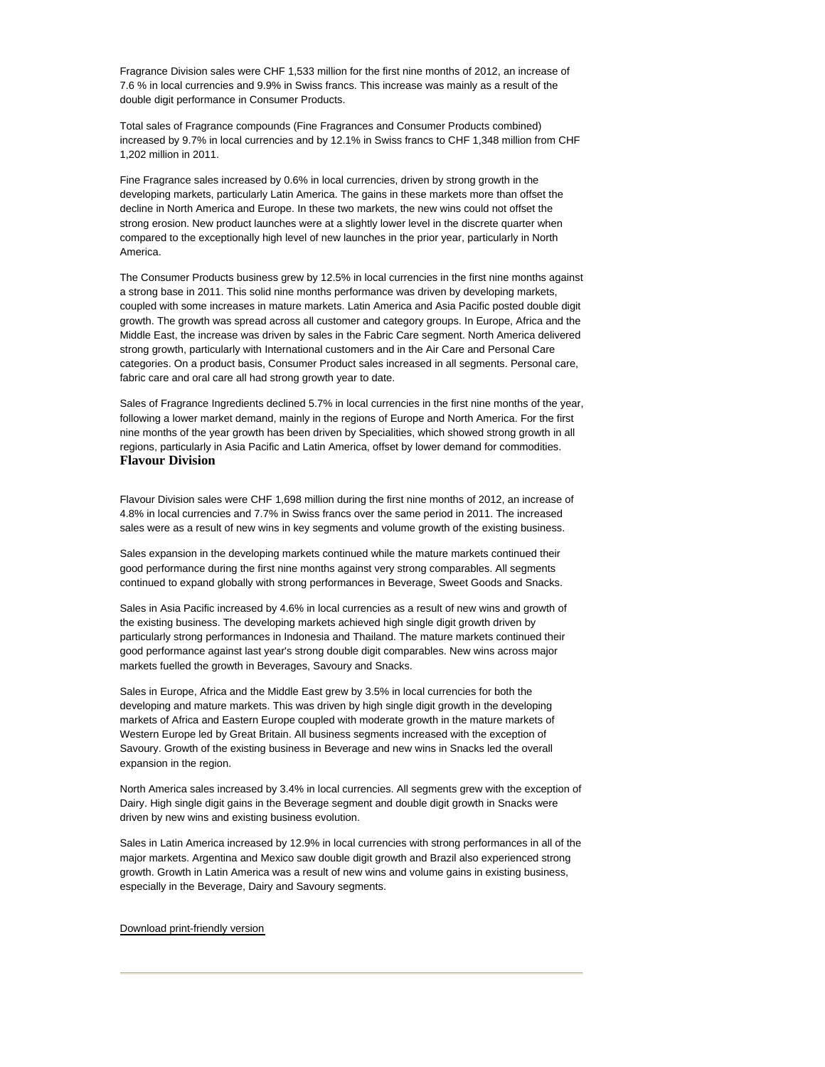Fragrance Division sales were CHF 1,533 million for the first nine months of 2012, an increase of 7.6 % in local currencies and 9.9% in Swiss francs. This increase was mainly as a result of the double digit performance in Consumer Products.

Total sales of Fragrance compounds (Fine Fragrances and Consumer Products combined) increased by 9.7% in local currencies and by 12.1% in Swiss francs to CHF 1,348 million from CHF 1,202 million in 2011.

Fine Fragrance sales increased by 0.6% in local currencies, driven by strong growth in the developing markets, particularly Latin America. The gains in these markets more than offset the decline in North America and Europe. In these two markets, the new wins could not offset the strong erosion. New product launches were at a slightly lower level in the discrete quarter when compared to the exceptionally high level of new launches in the prior year, particularly in North America.

The Consumer Products business grew by 12.5% in local currencies in the first nine months against a strong base in 2011. This solid nine months performance was driven by developing markets, coupled with some increases in mature markets. Latin America and Asia Pacific posted double digit growth. The growth was spread across all customer and category groups. In Europe, Africa and the Middle East, the increase was driven by sales in the Fabric Care segment. North America delivered strong growth, particularly with International customers and in the Air Care and Personal Care categories. On a product basis, Consumer Product sales increased in all segments. Personal care, fabric care and oral care all had strong growth year to date.

Sales of Fragrance Ingredients declined 5.7% in local currencies in the first nine months of the year, following a lower market demand, mainly in the regions of Europe and North America. For the first nine months of the year growth has been driven by Specialities, which showed strong growth in all regions, particularly in Asia Pacific and Latin America, offset by lower demand for commodities.

## Flavour Division

Flavour Division sales were CHF 1,698 million during the first nine months of 2012, an increase of 4.8% in local currencies and 7.7% in Swiss francs over the same period in 2011. The increased sales were as a result of new wins in key segments and volume growth of the existing business.

Sales expansion in the developing markets continued while the mature markets continued their good performance during the first nine months against very strong comparables. All segments continued to expand globally with strong performances in Beverage, Sweet Goods and Snacks.

Sales in Asia Pacific increased by 4.6% in local currencies as a result of new wins and growth of the existing business. The developing markets achieved high single digit growth driven by particularly strong performances in Indonesia and Thailand. The mature markets continued their good performance against last year's strong double digit comparables. New wins across major markets fuelled the growth in Beverages, Savoury and Snacks.

Sales in Europe, Africa and the Middle East grew by 3.5% in local currencies for both the developing and mature markets. This was driven by high single digit growth in the developing markets of Africa and Eastern Europe coupled with moderate growth in the mature markets of Western Europe led by Great Britain. All business segments increased with the exception of Savoury. Growth of the existing business in Beverage and new wins in Snacks led the overall expansion in the region.

North America sales increased by 3.4% in local currencies. All segments grew with the exception of Dairy. High single digit gains in the Beverage segment and double digit growth in Snacks were driven by new wins and existing business evolution.

Sales in Latin America increased by 12.9% in local currencies with strong performances in all of the major markets. Argentina and Mexico saw double digit growth and Brazil also experienced strong growth. Growth in Latin America was a result of new wins and volume gains in existing business, especially in the Beverage, Dairy and Savoury segments.

Download print-friendly version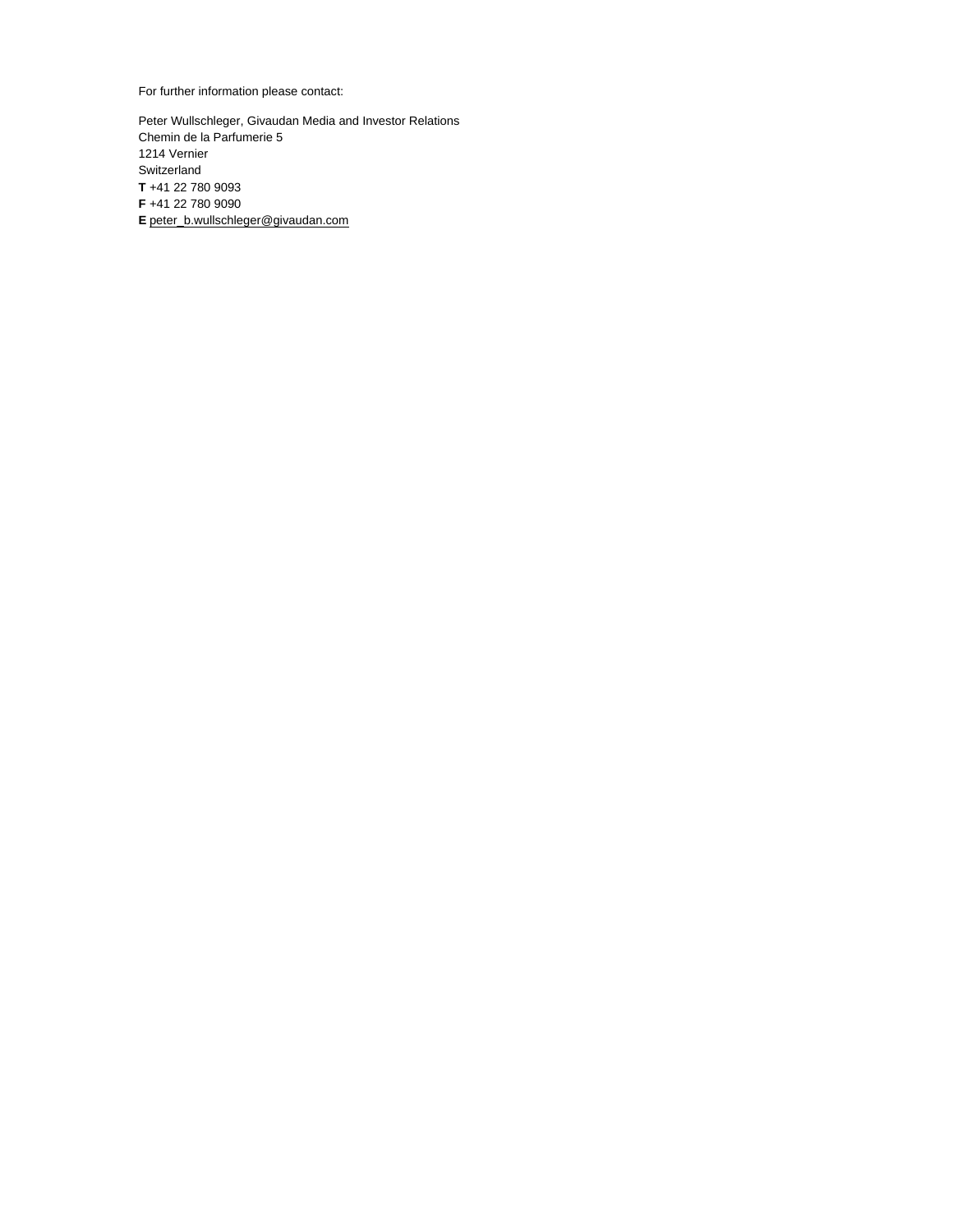For further information please contact:

Peter Wullschleger, Givaudan Media and Investor Relations
Chemin de la Parfumerie 5
1214 Vernier
Switzerland
**T** +41 22 780 9093
**F** +41 22 780 9090
**E** peter_b.wullschleger@givaudan.com